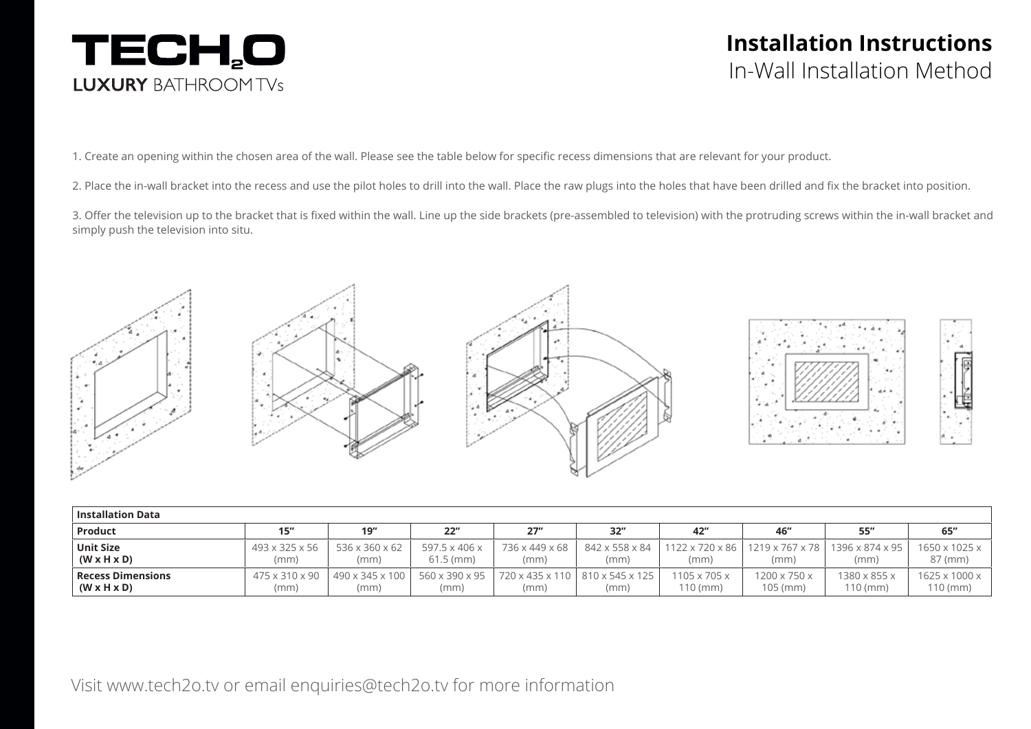# TECH₂O

**LUXURY** BATHROOM TVs

## Installation Instructions

In-Wall Installation Method

1. Create an opening within the chosen area of the wall. Please see the table below for specific recess dimensions that are relevant for your product.

2. Place the in-wall bracket into the recess and use the pilot holes to drill into the wall. Place the raw plugs into the holes that have been drilled and fix the bracket into position.

3. Offer the television up to the bracket that is fixed within the wall. Line up the side brackets (pre-assembled to television) with the protruding screws within the in-wall bracket and simply push the television into situ.

| **Installation Data** | | | | | | | | | |
|---|---|---|---|---|---|---|---|---|---|
| **Product** | **15”** | **19”** | **22”** | **27”** | **32”** | **42”** | **46”** | **55”** | **65”** |
| **Unit Size (W x H x D)** | 493 x 325 x 56 (mm) | 536 x 360 x 62 (mm) | 597.5 x 406 x 61.5 (mm) | 736 x 449 x 68 (mm) | 842 x 558 x 84 (mm) | 1122 x 720 x 86 (mm) | 1219 x 767 x 78 (mm) | 1396 x 874 x 95 (mm) | 1650 x 1025 x 87 (mm) |
| **Recess Dimensions (W x H x D)** | 475 x 310 x 90 (mm) | 490 x 345 x 100 (mm) | 560 x 390 x 95 (mm) | 720 x 435 x 110 (mm) | 810 x 545 x 125 (mm) | 1105 x 705 x 110 (mm) | 1200 x 750 x 105 (mm) | 1380 x 855 x 110 (mm) | 1625 x 1000 x 110 (mm) |

Visit www.tech2o.tv or email enquiries@tech2o.tv for more information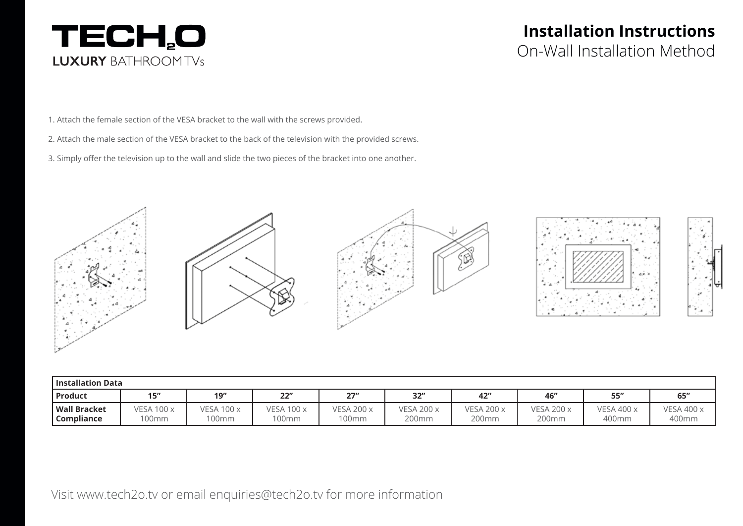# TECH2O

LUXURY BATHROOM TVs

## Installation Instructions

On-Wall Installation Method

1. Attach the female section of the VESA bracket to the wall with the screws provided.
2. Attach the male section of the VESA bracket to the back of the television with the provided screws.
3. Simply offer the television up to the wall and slide the two pieces of the bracket into one another.

| Installation Data | | | | | | | | | |
|---|---|---|---|---|---|---|---|---|---|
| **Product** | **15”** | **19”** | **22”** | **27”** | **32”** | **42”** | **46”** | **55”** | **65”** |
| **Wall Bracket Compliance** | VESA 100 x 100mm | VESA 100 x 100mm | VESA 100 x 100mm | VESA 200 x 100mm | VESA 200 x 200mm | VESA 200 x 200mm | VESA 200 x 200mm | VESA 400 x 400mm | VESA 400 x 400mm |

Visit www.tech2o.tv or email enquiries@tech2o.tv for more information